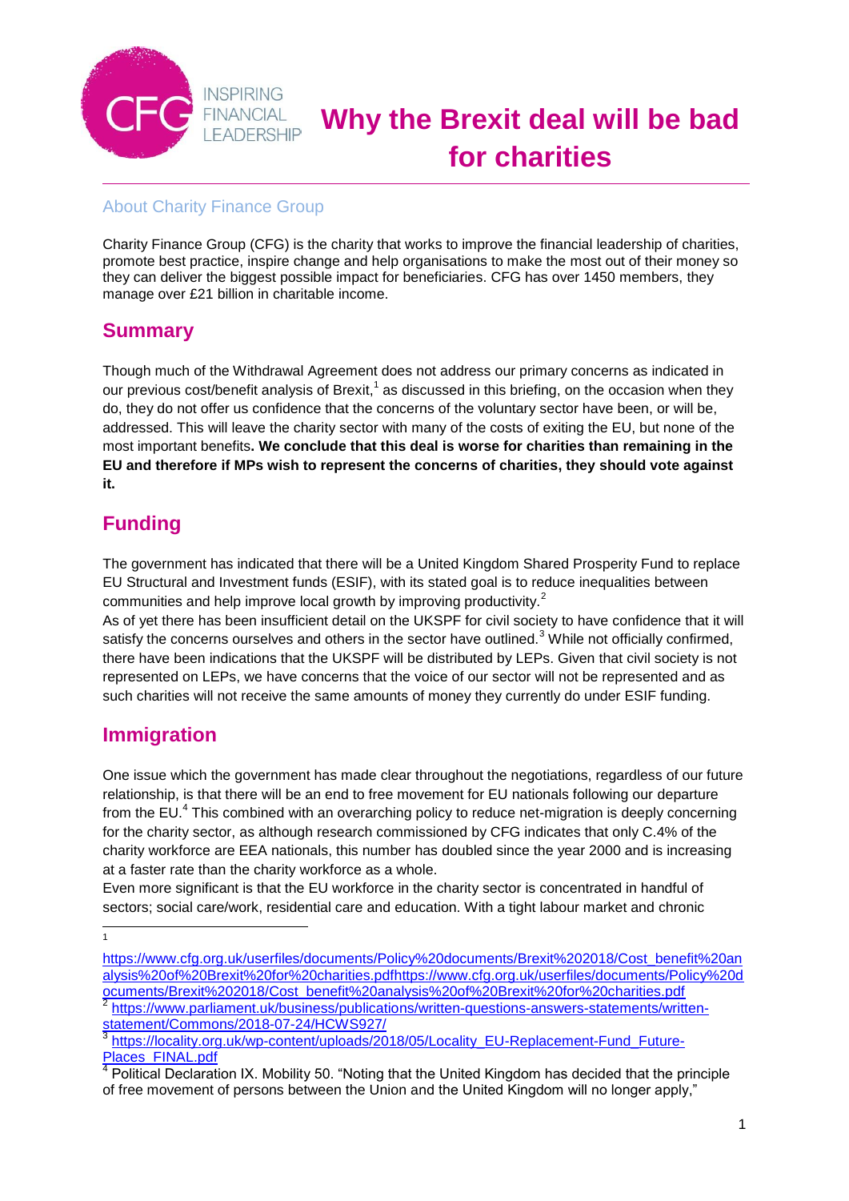# Why the Brexit deal will be bad for charities

## About Charity Finance Group

Charity Finance Group (CFG) is the charity that works to improve the financial leadership of charities, promote best practice, inspire change and help organisations to make the most out of their money so they can deliver the biggest possible impact for beneficiaries. CFG has over 1450 members, they manage over £21 billion in charitable income.

## Summary

Though much of the Withdrawal Agreement does not address our primary concerns as indicated in our previous cost/benefit analysis of Brexit,[1] as discussed in this briefing, on the occasion when they do, they do not offer us confidence that the concerns of the voluntary sector have been, or will be, addressed. This will leave the charity sector with many of the costs of exiting the EU, but none of the most important benefits**. We conclude that this deal is worse for charities than remaining in the EU and therefore if MPs wish to represent the concerns of charities, they should vote against it.**

## Funding

The government has indicated that there will be a United Kingdom Shared Prosperity Fund to replace EU Structural and Investment funds (ESIF), with its stated goal is to reduce inequalities between communities and help improve local growth by improving productivity.[2]

As of yet there has been insufficient detail on the UKSPF for civil society to have confidence that it will satisfy the concerns ourselves and others in the sector have outlined.[3] While not officially confirmed, there have been indications that the UKSPF will be distributed by LEPs. Given that civil society is not represented on LEPs, we have concerns that the voice of our sector will not be represented and as such charities will not receive the same amounts of money they currently do under ESIF funding.

## Immigration

One issue which the government has made clear throughout the negotiations, regardless of our future relationship, is that there will be an end to free movement for EU nationals following our departure from the EU.[4] This combined with an overarching policy to reduce net-migration is deeply concerning for the charity sector, as although research commissioned by CFG indicates that only C.4% of the charity workforce are EEA nationals, this number has doubled since the year 2000 and is increasing at a faster rate than the charity workforce as a whole.

Even more significant is that the EU workforce in the charity sector is concentrated in handful of sectors; social care/work, residential care and education. With a tight labour market and chronic

---

[1] https://www.cfg.org.uk/userfiles/documents/Policy%20documents/Brexit%202018/Cost_benefit%20analysis%20of%20Brexit%20for%20charities.pdfhttps://www.cfg.org.uk/userfiles/documents/Policy%20documents/Brexit%202018/Cost_benefit%20analysis%20of%20Brexit%20for%20charities.pdf

[2] https://www.parliament.uk/business/publications/written-questions-answers-statements/written-statement/Commons/2018-07-24/HCWS927/

[3] https://locality.org.uk/wp-content/uploads/2018/05/Locality_EU-Replacement-Fund_Future-Places_FINAL.pdf

[4] Political Declaration IX. Mobility 50. "Noting that the United Kingdom has decided that the principle of free movement of persons between the Union and the United Kingdom will no longer apply,"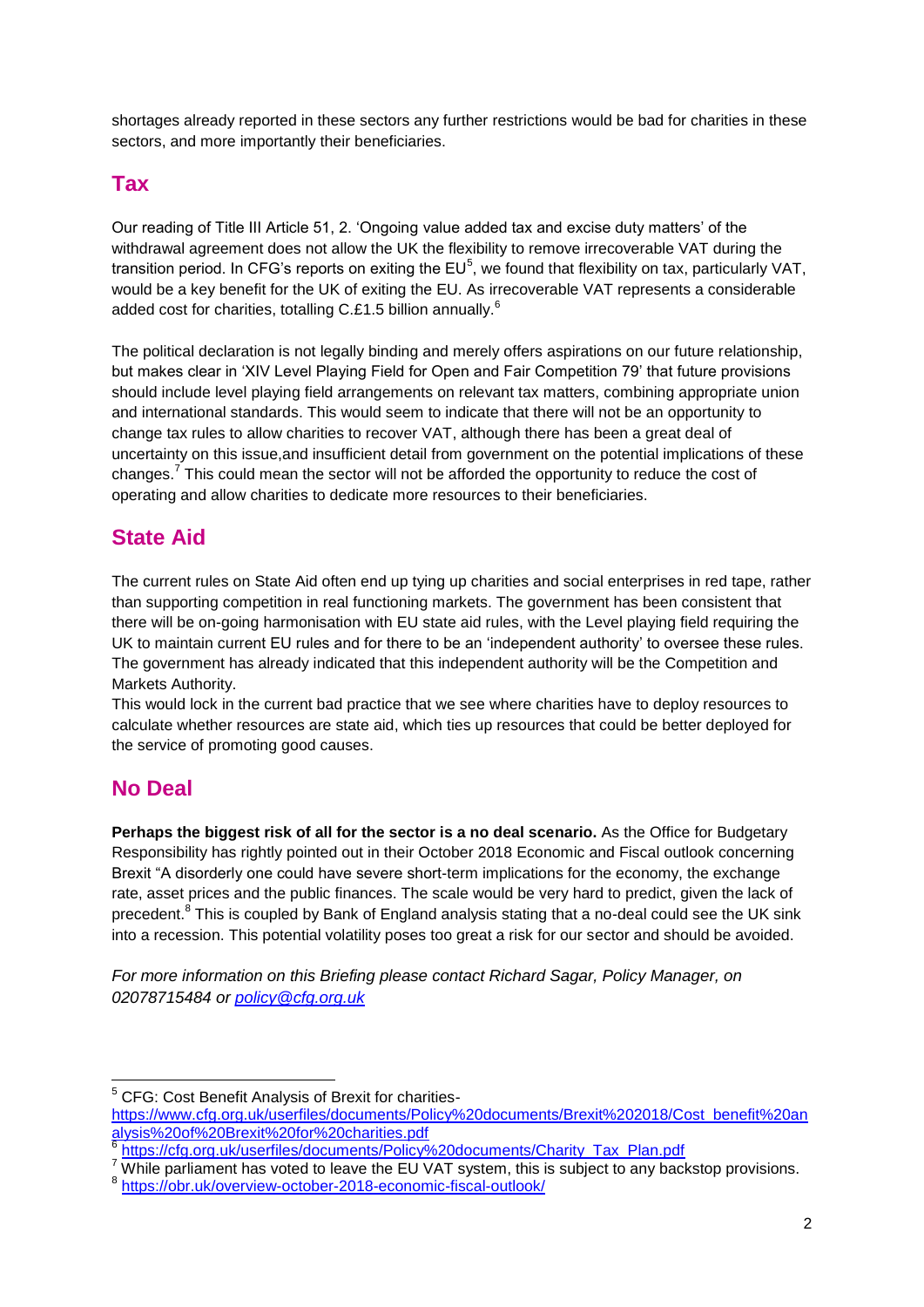shortages already reported in these sectors any further restrictions would be bad for charities in these sectors, and more importantly their beneficiaries.

## Tax

Our reading of Title III Article 51, 2. 'Ongoing value added tax and excise duty matters' of the withdrawal agreement does not allow the UK the flexibility to remove irrecoverable VAT during the transition period. In CFG's reports on exiting the EU[5], we found that flexibility on tax, particularly VAT, would be a key benefit for the UK of exiting the EU. As irrecoverable VAT represents a considerable added cost for charities, totalling C.£1.5 billion annually.[6]

The political declaration is not legally binding and merely offers aspirations on our future relationship, but makes clear in 'XIV Level Playing Field for Open and Fair Competition 79' that future provisions should include level playing field arrangements on relevant tax matters, combining appropriate union and international standards. This would seem to indicate that there will not be an opportunity to change tax rules to allow charities to recover VAT, although there has been a great deal of uncertainty on this issue,and insufficient detail from government on the potential implications of these changes.[7] This could mean the sector will not be afforded the opportunity to reduce the cost of operating and allow charities to dedicate more resources to their beneficiaries.

## State Aid

The current rules on State Aid often end up tying up charities and social enterprises in red tape, rather than supporting competition in real functioning markets. The government has been consistent that there will be on-going harmonisation with EU state aid rules, with the Level playing field requiring the UK to maintain current EU rules and for there to be an 'independent authority' to oversee these rules. The government has already indicated that this independent authority will be the Competition and Markets Authority.
This would lock in the current bad practice that we see where charities have to deploy resources to calculate whether resources are state aid, which ties up resources that could be better deployed for the service of promoting good causes.

## No Deal

**Perhaps the biggest risk of all for the sector is a no deal scenario.** As the Office for Budgetary Responsibility has rightly pointed out in their October 2018 Economic and Fiscal outlook concerning Brexit "A disorderly one could have severe short-term implications for the economy, the exchange rate, asset prices and the public finances. The scale would be very hard to predict, given the lack of precedent.[8] This is coupled by Bank of England analysis stating that a no-deal could see the UK sink into a recession. This potential volatility poses too great a risk for our sector and should be avoided.

*For more information on this Briefing please contact Richard Sagar, Policy Manager, on 02078715484 or [policy@cfg.org.uk](mailto:policy@cfg.org.uk)*

---

[5] CFG: Cost Benefit Analysis of Brexit for charities- https://www.cfg.org.uk/userfiles/documents/Policy%20documents/Brexit%202018/Cost_benefit%20analysis%20of%20Brexit%20for%20charities.pdf

[6] https://cfg.org.uk/userfiles/documents/Policy%20documents/Charity_Tax_Plan.pdf

[7] While parliament has voted to leave the EU VAT system, this is subject to any backstop provisions.

[8] https://obr.uk/overview-october-2018-economic-fiscal-outlook/